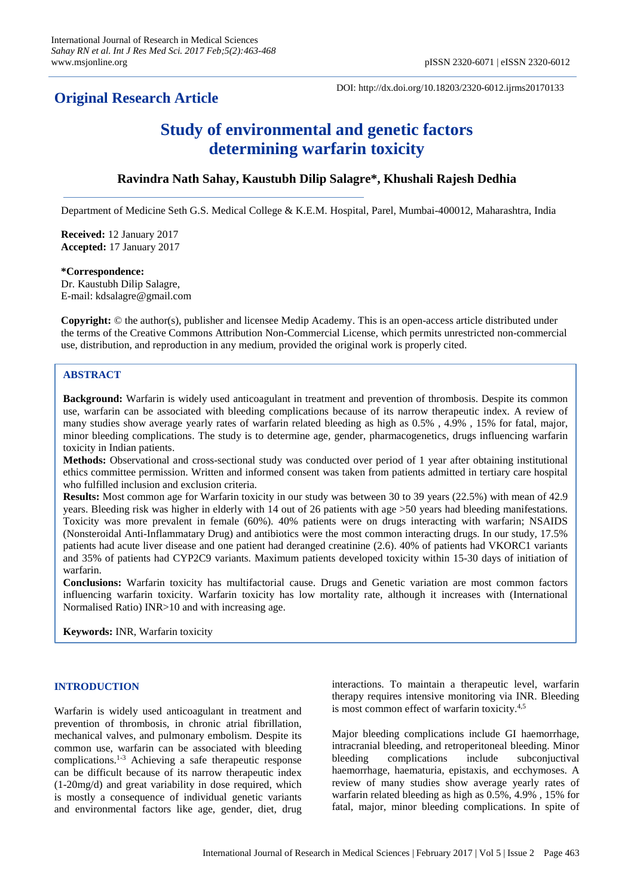**Original Research Article**

DOI: http://dx.doi.org/10.18203/2320-6012.ijrms20170133

# Study of environmental and genetic factors determining warfarin toxicity

**Ravindra Nath Sahay, Kaustubh Dilip Salagre\*, Khushali Rajesh Dedhia**

Department of Medicine Seth G.S. Medical College & K.E.M. Hospital, Parel, Mumbai-400012, Maharashtra, India

**Received:** 12 January 2017
**Accepted:** 17 January 2017

**\*Correspondence:**
Dr. Kaustubh Dilip Salagre,
E-mail: kdsalagre@gmail.com

**Copyright:** © the author(s), publisher and licensee Medip Academy. This is an open-access article distributed under the terms of the Creative Commons Attribution Non-Commercial License, which permits unrestricted non-commercial use, distribution, and reproduction in any medium, provided the original work is properly cited.

## ABSTRACT

**Background:** Warfarin is widely used anticoagulant in treatment and prevention of thrombosis. Despite its common use, warfarin can be associated with bleeding complications because of its narrow therapeutic index. A review of many studies show average yearly rates of warfarin related bleeding as high as 0.5% , 4.9% , 15% for fatal, major, minor bleeding complications. The study is to determine age, gender, pharmacogenetics, drugs influencing warfarin toxicity in Indian patients.

**Methods:** Observational and cross-sectional study was conducted over period of 1 year after obtaining institutional ethics committee permission. Written and informed consent was taken from patients admitted in tertiary care hospital who fulfilled inclusion and exclusion criteria.

**Results:** Most common age for Warfarin toxicity in our study was between 30 to 39 years (22.5%) with mean of 42.9 years. Bleeding risk was higher in elderly with 14 out of 26 patients with age >50 years had bleeding manifestations. Toxicity was more prevalent in female (60%). 40% patients were on drugs interacting with warfarin; NSAIDS (Nonsteroidal Anti-Inflammatary Drug) and antibiotics were the most common interacting drugs. In our study, 17.5% patients had acute liver disease and one patient had deranged creatinine (2.6). 40% of patients had VKORC1 variants and 35% of patients had CYP2C9 variants. Maximum patients developed toxicity within 15-30 days of initiation of warfarin.

**Conclusions:** Warfarin toxicity has multifactorial cause. Drugs and Genetic variation are most common factors influencing warfarin toxicity. Warfarin toxicity has low mortality rate, although it increases with (International Normalised Ratio) INR>10 and with increasing age.

**Keywords:** INR, Warfarin toxicity

## INTRODUCTION

Warfarin is widely used anticoagulant in treatment and prevention of thrombosis, in chronic atrial fibrillation, mechanical valves, and pulmonary embolism. Despite its common use, warfarin can be associated with bleeding complications.[1-3] Achieving a safe therapeutic response can be difficult because of its narrow therapeutic index (1-20mg/d) and great variability in dose required, which is mostly a consequence of individual genetic variants and environmental factors like age, gender, diet, drug interactions. To maintain a therapeutic level, warfarin therapy requires intensive monitoring via INR. Bleeding is most common effect of warfarin toxicity.[4,5]

Major bleeding complications include GI haemorrhage, intracranial bleeding, and retroperitoneal bleeding. Minor bleeding complications include subconjuctival haemorrhage, haematuria, epistaxis, and ecchymoses. A review of many studies show average yearly rates of warfarin related bleeding as high as 0.5%, 4.9% , 15% for fatal, major, minor bleeding complications. In spite of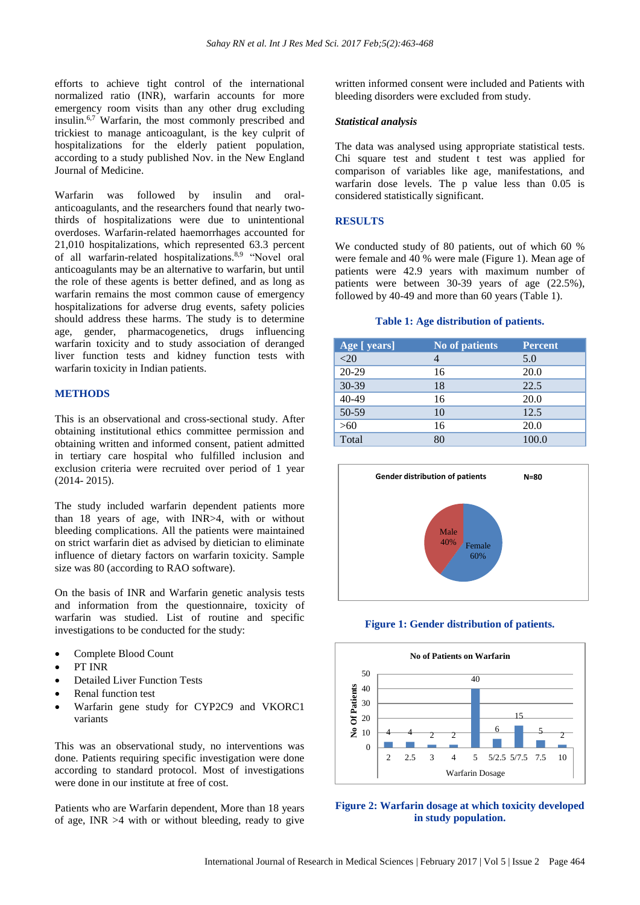efforts to achieve tight control of the international normalized ratio (INR), warfarin accounts for more emergency room visits than any other drug excluding insulin.[6,7] Warfarin, the most commonly prescribed and trickiest to manage anticoagulant, is the key culprit of hospitalizations for the elderly patient population, according to a study published Nov. in the New England Journal of Medicine.

Warfarin was followed by insulin and oral-anticoagulants, and the researchers found that nearly two-thirds of hospitalizations were due to unintentional overdoses. Warfarin-related haemorrhages accounted for 21,010 hospitalizations, which represented 63.3 percent of all warfarin-related hospitalizations.[8,9] "Novel oral anticoagulants may be an alternative to warfarin, but until the role of these agents is better defined, and as long as warfarin remains the most common cause of emergency hospitalizations for adverse drug events, safety policies should address these harms. The study is to determine age, gender, pharmacogenetics, drugs influencing warfarin toxicity and to study association of deranged liver function tests and kidney function tests with warfarin toxicity in Indian patients.

## METHODS

This is an observational and cross-sectional study. After obtaining institutional ethics committee permission and obtaining written and informed consent, patient admitted in tertiary care hospital who fulfilled inclusion and exclusion criteria were recruited over period of 1 year (2014- 2015).

The study included warfarin dependent patients more than 18 years of age, with INR>4, with or without bleeding complications. All the patients were maintained on strict warfarin diet as advised by dietician to eliminate influence of dietary factors on warfarin toxicity. Sample size was 80 (according to RAO software).

On the basis of INR and Warfarin genetic analysis tests and information from the questionnaire, toxicity of warfarin was studied. List of routine and specific investigations to be conducted for the study:

- Complete Blood Count
- PT INR
- Detailed Liver Function Tests
- Renal function test
- Warfarin gene study for CYP2C9 and VKORC1 variants

This was an observational study, no interventions was done. Patients requiring specific investigation were done according to standard protocol. Most of investigations were done in our institute at free of cost.

Patients who are Warfarin dependent, More than 18 years of age, INR >4 with or without bleeding, ready to give written informed consent were included and Patients with bleeding disorders were excluded from study.

### *Statistical analysis*

The data was analysed using appropriate statistical tests. Chi square test and student t test was applied for comparison of variables like age, manifestations, and warfarin dose levels. The p value less than 0.05 is considered statistically significant.

## RESULTS

We conducted study of 80 patients, out of which 60 % were female and 40 % were male (Figure 1). Mean age of patients were 42.9 years with maximum number of patients were between 30-39 years of age (22.5%), followed by 40-49 and more than 60 years (Table 1).

**Table 1: Age distribution of patients.**

| Age [ years] | No of patients | Percent |
|---|---|---|
| <20 | 4 | 5.0 |
| 20-29 | 16 | 20.0 |
| 30-39 | 18 | 22.5 |
| 40-49 | 16 | 20.0 |
| 50-59 | 10 | 12.5 |
| >60 | 16 | 20.0 |
| Total | 80 | 100.0 |

**Figure 1: Gender distribution of patients.**

**Figure 2: Warfarin dosage at which toxicity developed in study population.**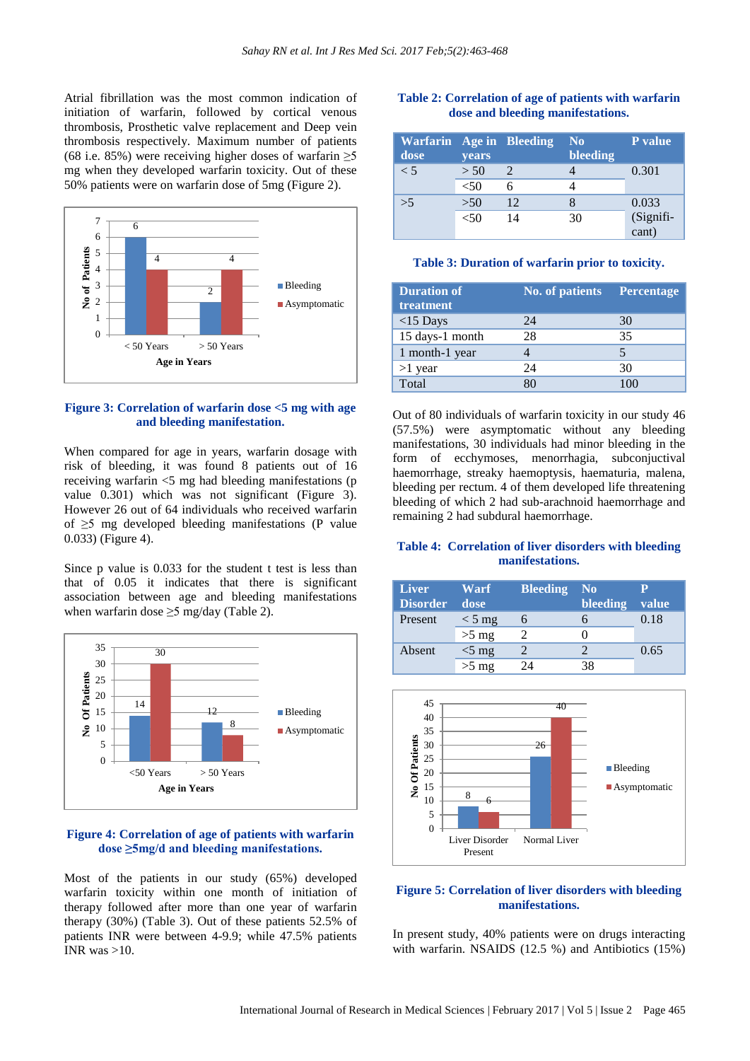Atrial fibrillation was the most common indication of initiation of warfarin, followed by cortical venous thrombosis, Prosthetic valve replacement and Deep vein thrombosis respectively. Maximum number of patients (68 i.e. 85%) were receiving higher doses of warfarin ≥5 mg when they developed warfarin toxicity. Out of these 50% patients were on warfarin dose of 5mg (Figure 2).

**Figure 3: Correlation of warfarin dose <5 mg with age and bleeding manifestation.**

When compared for age in years, warfarin dosage with risk of bleeding, it was found 8 patients out of 16 receiving warfarin <5 mg had bleeding manifestations (p value 0.301) which was not significant (Figure 3). However 26 out of 64 individuals who received warfarin of ≥5 mg developed bleeding manifestations (P value 0.033) (Figure 4).

Since p value is 0.033 for the student t test is less than that of 0.05 it indicates that there is significant association between age and bleeding manifestations when warfarin dose ≥5 mg/day (Table 2).

**Figure 4: Correlation of age of patients with warfarin dose ≥5mg/d and bleeding manifestations.**

Most of the patients in our study (65%) developed warfarin toxicity within one month of initiation of therapy followed after more than one year of warfarin therapy (30%) (Table 3). Out of these patients 52.5% of patients INR were between 4-9.9; while 47.5% patients INR was >10.

**Table 2: Correlation of age of patients with warfarin dose and bleeding manifestations.**

| Warfarin dose | Age in years | Bleeding | No bleeding | P value |
|---|---|---|---|---|
| < 5 | > 50 | 2 | 4 | 0.301 |
| | <50 | 6 | 4 | |
| >5 | >50 | 12 | 8 | 0.033 (Significant) |
| | <50 | 14 | 30 | |

**Table 3: Duration of warfarin prior to toxicity.**

| Duration of treatment | No. of patients | Percentage |
|---|---|---|
| <15 Days | 24 | 30 |
| 15 days-1 month | 28 | 35 |
| 1 month-1 year | 4 | 5 |
| >1 year | 24 | 30 |
| Total | 80 | 100 |

Out of 80 individuals of warfarin toxicity in our study 46 (57.5%) were asymptomatic without any bleeding manifestations, 30 individuals had minor bleeding in the form of ecchymoses, menorrhagia, subconjuctival haemorrhage, streaky haemoptysis, haematuria, malena, bleeding per rectum. 4 of them developed life threatening bleeding of which 2 had sub-arachnoid haemorrhage and remaining 2 had subdural haemorrhage.

**Table 4: Correlation of liver disorders with bleeding manifestations.**

| Liver Disorder | Warf dose | Bleeding | No bleeding | P value |
|---|---|---|---|---|
| Present | < 5 mg | 6 | 6 | 0.18 |
| | >5 mg | 2 | 0 | |
| Absent | <5 mg | 2 | 2 | 0.65 |
| | >5 mg | 24 | 38 | |

**Figure 5: Correlation of liver disorders with bleeding manifestations.**

In present study, 40% patients were on drugs interacting with warfarin. NSAIDS (12.5 %) and Antibiotics (15%)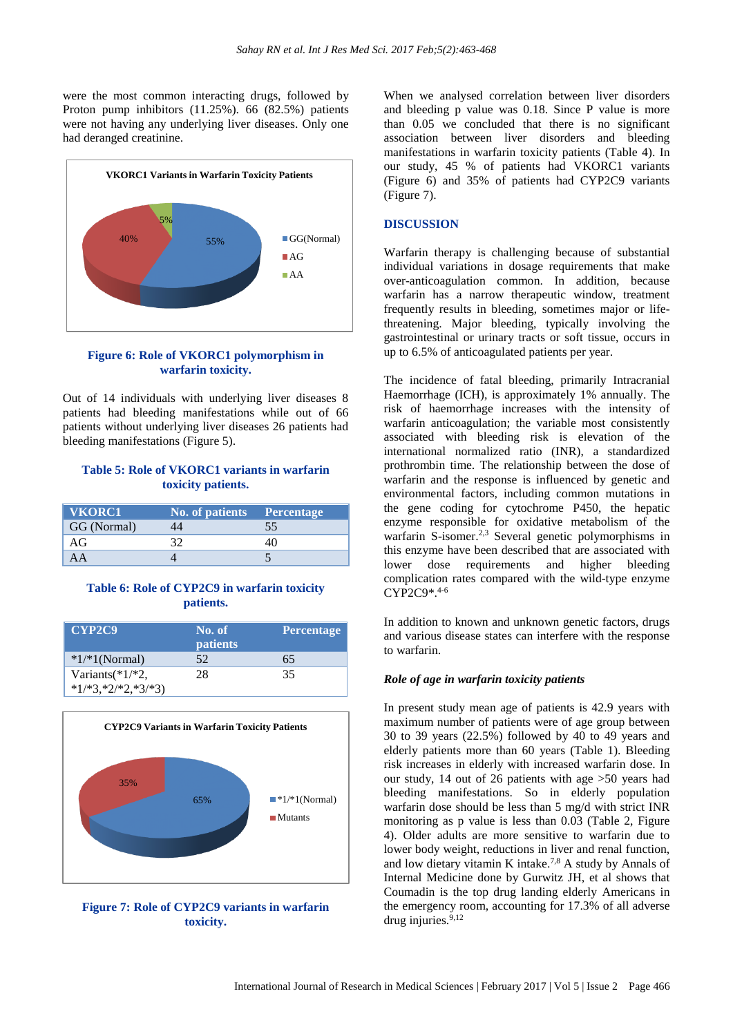were the most common interacting drugs, followed by Proton pump inhibitors (11.25%). 66 (82.5%) patients were not having any underlying liver diseases. Only one had deranged creatinine.

**Figure 6: Role of VKORC1 polymorphism in warfarin toxicity.**

Out of 14 individuals with underlying liver diseases 8 patients had bleeding manifestations while out of 66 patients without underlying liver diseases 26 patients had bleeding manifestations (Figure 5).

**Table 5: Role of VKORC1 variants in warfarin toxicity patients.**

| VKORC1 | No. of patients | Percentage |
|---|---|---|
| GG (Normal) | 44 | 55 |
| AG | 32 | 40 |
| AA | 4 | 5 |

**Table 6: Role of CYP2C9 in warfarin toxicity patients.**

| CYP2C9 | No. of patients | Percentage |
|---|---|---|
| *1/*1(Normal) | 52 | 65 |
| Variants(*1/*2, *1/*3,*2/*2,*3/*3) | 28 | 35 |

**Figure 7: Role of CYP2C9 variants in warfarin toxicity.**

When we analysed correlation between liver disorders and bleeding p value was 0.18. Since P value is more than 0.05 we concluded that there is no significant association between liver disorders and bleeding manifestations in warfarin toxicity patients (Table 4). In our study, 45 % of patients had VKORC1 variants (Figure 6) and 35% of patients had CYP2C9 variants (Figure 7).

## DISCUSSION

Warfarin therapy is challenging because of substantial individual variations in dosage requirements that make over-anticoagulation common. In addition, because warfarin has a narrow therapeutic window, treatment frequently results in bleeding, sometimes major or life-threatening. Major bleeding, typically involving the gastrointestinal or urinary tracts or soft tissue, occurs in up to 6.5% of anticoagulated patients per year.

The incidence of fatal bleeding, primarily Intracranial Haemorrhage (ICH), is approximately 1% annually. The risk of haemorrhage increases with the intensity of warfarin anticoagulation; the variable most consistently associated with bleeding risk is elevation of the international normalized ratio (INR), a standardized prothrombin time. The relationship between the dose of warfarin and the response is influenced by genetic and environmental factors, including common mutations in the gene coding for cytochrome P450, the hepatic enzyme responsible for oxidative metabolism of the warfarin S-isomer.[2,3] Several genetic polymorphisms in this enzyme have been described that are associated with lower dose requirements and higher bleeding complication rates compared with the wild-type enzyme CYP2C9*.[4-6]

In addition to known and unknown genetic factors, drugs and various disease states can interfere with the response to warfarin.

### *Role of age in warfarin toxicity patients*

In present study mean age of patients is 42.9 years with maximum number of patients were of age group between 30 to 39 years (22.5%) followed by 40 to 49 years and elderly patients more than 60 years (Table 1). Bleeding risk increases in elderly with increased warfarin dose. In our study, 14 out of 26 patients with age >50 years had bleeding manifestations. So in elderly population warfarin dose should be less than 5 mg/d with strict INR monitoring as p value is less than 0.03 (Table 2, Figure 4). Older adults are more sensitive to warfarin due to lower body weight, reductions in liver and renal function, and low dietary vitamin K intake.[7,8] A study by Annals of Internal Medicine done by Gurwitz JH, et al shows that Coumadin is the top drug landing elderly Americans in the emergency room, accounting for 17.3% of all adverse drug injuries.[9,12]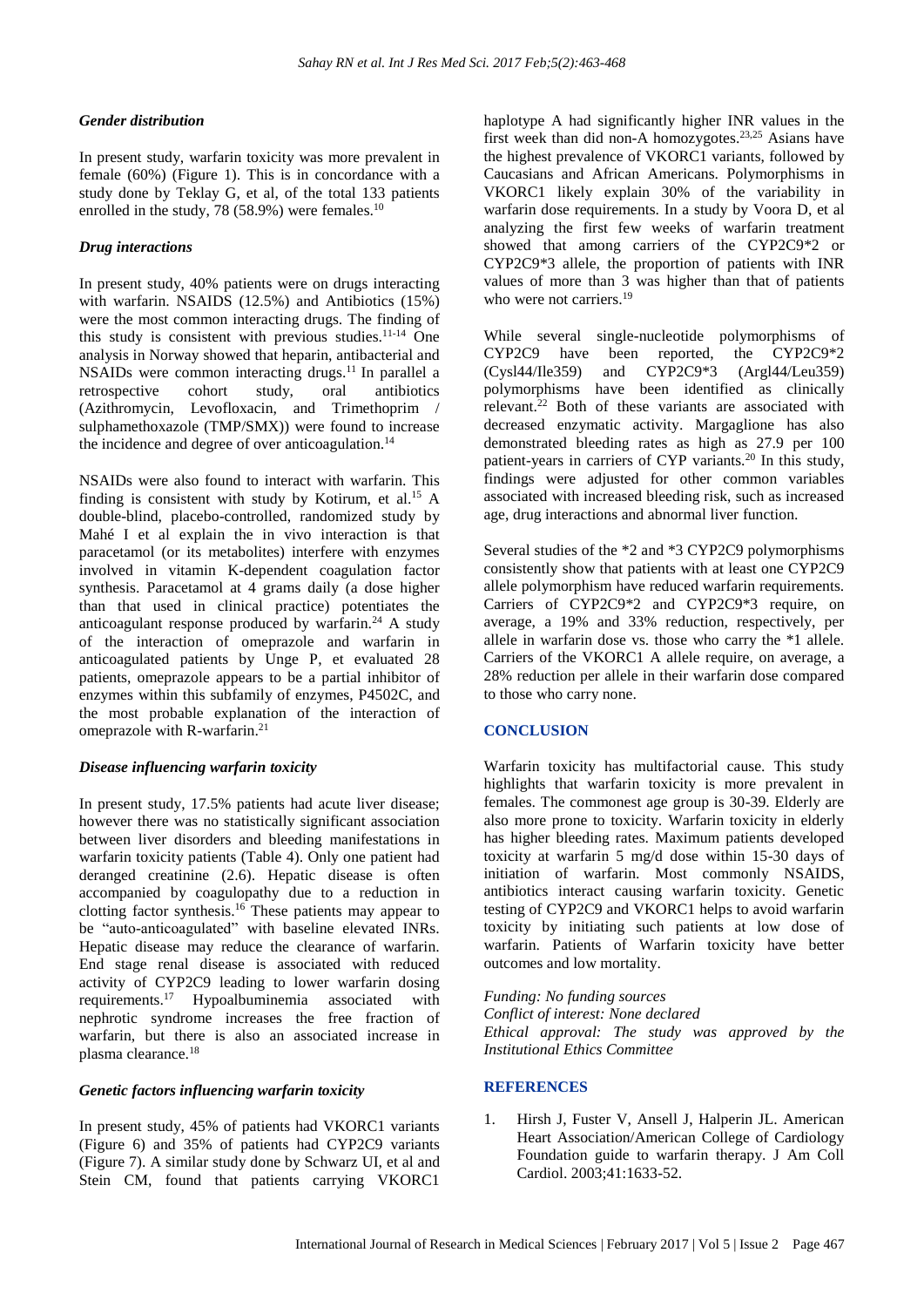### *Gender distribution*

In present study, warfarin toxicity was more prevalent in female (60%) (Figure 1). This is in concordance with a study done by Teklay G, et al, of the total 133 patients enrolled in the study, 78 (58.9%) were females.[10]

### *Drug interactions*

In present study, 40% patients were on drugs interacting with warfarin. NSAIDS (12.5%) and Antibiotics (15%) were the most common interacting drugs. The finding of this study is consistent with previous studies.[11-14] One analysis in Norway showed that heparin, antibacterial and NSAIDs were common interacting drugs.[11] In parallel a retrospective cohort study, oral antibiotics (Azithromycin, Levofloxacin, and Trimethoprim / sulphamethoxazole (TMP/SMX)) were found to increase the incidence and degree of over anticoagulation.[14]

NSAIDs were also found to interact with warfarin. This finding is consistent with study by Kotirum, et al.[15] A double-blind, placebo-controlled, randomized study by Mahé I et al explain the in vivo interaction is that paracetamol (or its metabolites) interfere with enzymes involved in vitamin K-dependent coagulation factor synthesis. Paracetamol at 4 grams daily (a dose higher than that used in clinical practice) potentiates the anticoagulant response produced by warfarin.[24] A study of the interaction of omeprazole and warfarin in anticoagulated patients by Unge P, et evaluated 28 patients, omeprazole appears to be a partial inhibitor of enzymes within this subfamily of enzymes, P4502C, and the most probable explanation of the interaction of omeprazole with R-warfarin.[21]

### *Disease influencing warfarin toxicity*

In present study, 17.5% patients had acute liver disease; however there was no statistically significant association between liver disorders and bleeding manifestations in warfarin toxicity patients (Table 4). Only one patient had deranged creatinine (2.6). Hepatic disease is often accompanied by coagulopathy due to a reduction in clotting factor synthesis.[16] These patients may appear to be "auto-anticoagulated" with baseline elevated INRs. Hepatic disease may reduce the clearance of warfarin. End stage renal disease is associated with reduced activity of CYP2C9 leading to lower warfarin dosing requirements.[17] Hypoalbuminemia associated with nephrotic syndrome increases the free fraction of warfarin, but there is also an associated increase in plasma clearance.[18]

### *Genetic factors influencing warfarin toxicity*

In present study, 45% of patients had VKORC1 variants (Figure 6) and 35% of patients had CYP2C9 variants (Figure 7). A similar study done by Schwarz UI, et al and Stein CM, found that patients carrying VKORC1 haplotype A had significantly higher INR values in the first week than did non-A homozygotes.[23,25] Asians have the highest prevalence of VKORC1 variants, followed by Caucasians and African Americans. Polymorphisms in VKORC1 likely explain 30% of the variability in warfarin dose requirements. In a study by Voora D, et al analyzing the first few weeks of warfarin treatment showed that among carriers of the CYP2C9*2 or CYP2C9*3 allele, the proportion of patients with INR values of more than 3 was higher than that of patients who were not carriers.[19]

While several single-nucleotide polymorphisms of CYP2C9 have been reported, the CYP2C9*2 (Cysl44/Ile359) and CYP2C9*3 (Argl44/Leu359) polymorphisms have been identified as clinically relevant.[22] Both of these variants are associated with decreased enzymatic activity. Margaglione has also demonstrated bleeding rates as high as 27.9 per 100 patient-years in carriers of CYP variants.[20] In this study, findings were adjusted for other common variables associated with increased bleeding risk, such as increased age, drug interactions and abnormal liver function.

Several studies of the *2 and *3 CYP2C9 polymorphisms consistently show that patients with at least one CYP2C9 allele polymorphism have reduced warfarin requirements. Carriers of CYP2C9*2 and CYP2C9*3 require, on average, a 19% and 33% reduction, respectively, per allele in warfarin dose vs. those who carry the *1 allele. Carriers of the VKORC1 A allele require, on average, a 28% reduction per allele in their warfarin dose compared to those who carry none.

## CONCLUSION

Warfarin toxicity has multifactorial cause. This study highlights that warfarin toxicity is more prevalent in females. The commonest age group is 30-39. Elderly are also more prone to toxicity. Warfarin toxicity in elderly has higher bleeding rates. Maximum patients developed toxicity at warfarin 5 mg/d dose within 15-30 days of initiation of warfarin. Most commonly NSAIDS, antibiotics interact causing warfarin toxicity. Genetic testing of CYP2C9 and VKORC1 helps to avoid warfarin toxicity by initiating such patients at low dose of warfarin. Patients of Warfarin toxicity have better outcomes and low mortality.

*Funding: No funding sources*
*Conflict of interest: None declared*
*Ethical approval: The study was approved by the Institutional Ethics Committee*

## REFERENCES

1. Hirsh J, Fuster V, Ansell J, Halperin JL. American Heart Association/American College of Cardiology Foundation guide to warfarin therapy. J Am Coll Cardiol. 2003;41:1633-52.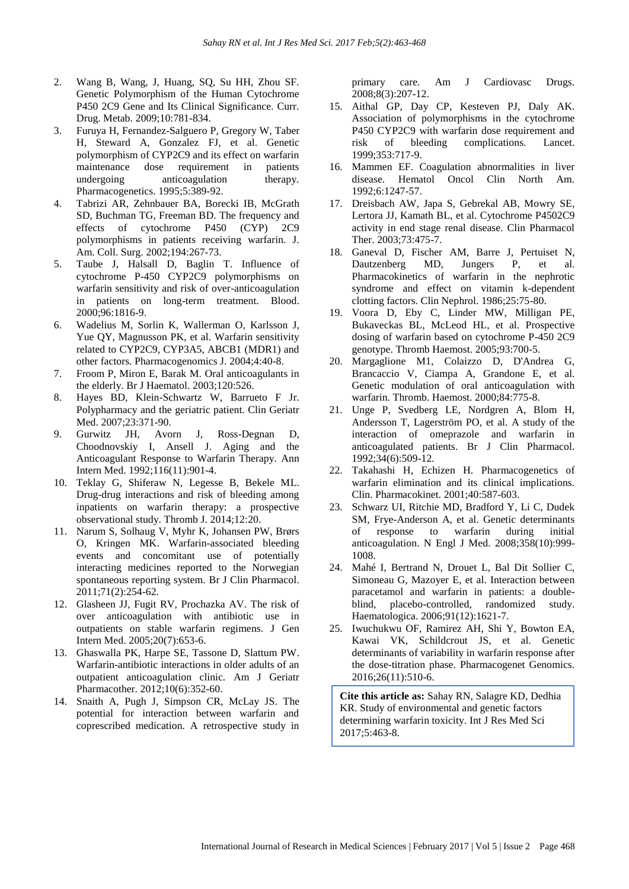2. Wang B, Wang, J, Huang, SQ, Su HH, Zhou SF. Genetic Polymorphism of the Human Cytochrome P450 2C9 Gene and Its Clinical Significance. Curr. Drug. Metab. 2009;10:781-834.
3. Furuya H, Fernandez-Salguero P, Gregory W, Taber H, Steward A, Gonzalez FJ, et al. Genetic polymorphism of CYP2C9 and its effect on warfarin maintenance dose requirement in patients undergoing anticoagulation therapy. Pharmacogenetics. 1995;5:389-92.
4. Tabrizi AR, Zehnbauer BA, Borecki IB, McGrath SD, Buchman TG, Freeman BD. The frequency and effects of cytochrome P450 (CYP) 2C9 polymorphisms in patients receiving warfarin. J. Am. Coll. Surg. 2002;194:267-73.
5. Taube J, Halsall D, Baglin T. Influence of cytochrome P-450 CYP2C9 polymorphisms on warfarin sensitivity and risk of over-anticoagulation in patients on long-term treatment. Blood. 2000;96:1816-9.
6. Wadelius M, Sorlin K, Wallerman O, Karlsson J, Yue QY, Magnusson PK, et al. Warfarin sensitivity related to CYP2C9, CYP3A5, ABCB1 (MDR1) and other factors. Pharmacogenomics J. 2004;4:40-8.
7. Froom P, Miron E, Barak M. Oral anticoagulants in the elderly. Br J Haematol. 2003;120:526.
8. Hayes BD, Klein-Schwartz W, Barrueto F Jr. Polypharmacy and the geriatric patient. Clin Geriatr Med. 2007;23:371-90.
9. Gurwitz JH, Avorn J, Ross-Degnan D, Choodnovskiy I, Ansell J. Aging and the Anticoagulant Response to Warfarin Therapy. Ann Intern Med. 1992;116(11):901-4.
10. Teklay G, Shiferaw N, Legesse B, Bekele ML. Drug-drug interactions and risk of bleeding among inpatients on warfarin therapy: a prospective observational study. Thromb J. 2014;12:20.
11. Narum S, Solhaug V, Myhr K, Johansen PW, Brørs O, Kringen MK. Warfarin-associated bleeding events and concomitant use of potentially interacting medicines reported to the Norwegian spontaneous reporting system. Br J Clin Pharmacol. 2011;71(2):254-62.
12. Glasheen JJ, Fugit RV, Prochazka AV. The risk of over anticoagulation with antibiotic use in outpatients on stable warfarin regimens. J Gen Intern Med. 2005;20(7):653-6.
13. Ghaswalla PK, Harpe SE, Tassone D, Slattum PW. Warfarin-antibiotic interactions in older adults of an outpatient anticoagulation clinic. Am J Geriatr Pharmacother. 2012;10(6):352-60.
14. Snaith A, Pugh J, Simpson CR, McLay JS. The potential for interaction between warfarin and coprescribed medication. A retrospective study in primary care. Am J Cardiovasc Drugs. 2008;8(3):207-12.
15. Aithal GP, Day CP, Kesteven PJ, Daly AK. Association of polymorphisms in the cytochrome P450 CYP2C9 with warfarin dose requirement and risk of bleeding complications. Lancet. 1999;353:717-9.
16. Mammen EF. Coagulation abnormalities in liver disease. Hematol Oncol Clin North Am. 1992;6:1247-57.
17. Dreisbach AW, Japa S, Gebrekal AB, Mowry SE, Lertora JJ, Kamath BL, et al. Cytochrome P4502C9 activity in end stage renal disease. Clin Pharmacol Ther. 2003;73:475-7.
18. Ganeval D, Fischer AM, Barre J, Pertuiset N, Dautzenberg MD, Jungers P, et al. Pharmacokinetics of warfarin in the nephrotic syndrome and effect on vitamin k-dependent clotting factors. Clin Nephrol. 1986;25:75-80.
19. Voora D, Eby C, Linder MW, Milligan PE, Bukaveckas BL, McLeod HL, et al. Prospective dosing of warfarin based on cytochrome P-450 2C9 genotype. Thromb Haemost. 2005;93:700-5.
20. Margaglione M1, Colaizzo D, D'Andrea G, Brancaccio V, Ciampa A, Grandone E, et al. Genetic modulation of oral anticoagulation with warfarin. Thromb. Haemost. 2000;84:775-8.
21. Unge P, Svedberg LE, Nordgren A, Blom H, Andersson T, Lagerström PO, et al. A study of the interaction of omeprazole and warfarin in anticoagulated patients. Br J Clin Pharmacol. 1992;34(6):509-12.
22. Takahashi H, Echizen H. Pharmacogenetics of warfarin elimination and its clinical implications. Clin. Pharmacokinet. 2001;40:587-603.
23. Schwarz UI, Ritchie MD, Bradford Y, Li C, Dudek SM, Frye-Anderson A, et al. Genetic determinants of response to warfarin during initial anticoagulation. N Engl J Med. 2008;358(10):999-1008.
24. Mahé I, Bertrand N, Drouet L, Bal Dit Sollier C, Simoneau G, Mazoyer E, et al. Interaction between paracetamol and warfarin in patients: a double-blind, placebo-controlled, randomized study. Haematologica. 2006;91(12):1621-7.
25. Iwuchukwu OF, Ramirez AH, Shi Y, Bowton EA, Kawai VK, Schildcrout JS, et al. Genetic determinants of variability in warfarin response after the dose-titration phase. Pharmacogenet Genomics. 2016;26(11):510-6.

**Cite this article as:** Sahay RN, Salagre KD, Dedhia KR. Study of environmental and genetic factors determining warfarin toxicity. Int J Res Med Sci 2017;5:463-8.